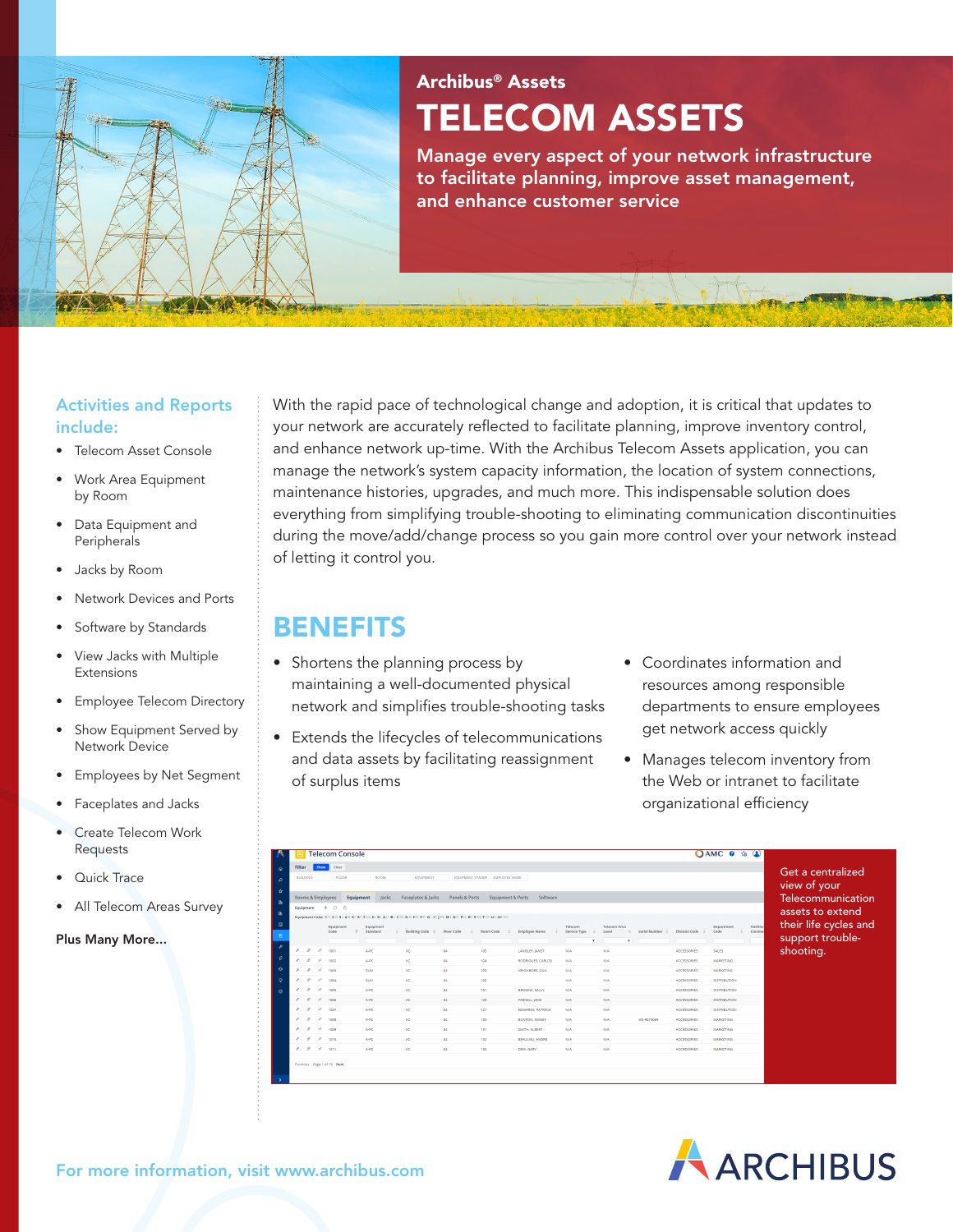Archibus® Assets

# TELECOM ASSETS

Manage every aspect of your network infrastructure to facilitate planning, improve asset management, and enhance customer service

With the rapid pace of technological change and adoption, it is critical that updates to your network are accurately reflected to facilitate planning, improve inventory control, and enhance network up-time. With the Archibus Telecom Assets application, you can manage the network's system capacity information, the location of system connections, maintenance histories, upgrades, and much more. This indispensable solution does everything from simplifying trouble-shooting to eliminating communication discontinuities during the move/add/change process so you gain more control over your network instead of letting it control you.

## BENEFITS

- Shortens the planning process by maintaining a well-documented physical network and simplifies trouble-shooting tasks
- Extends the lifecycles of telecommunications and data assets by facilitating reassignment of surplus items
- Coordinates information and resources among responsible departments to ensure employees get network access quickly
- Manages telecom inventory from the Web or intranet to facilitate organizational efficiency

Get a centralized view of your Telecommunication assets to extend their life cycles and support trouble-shooting.

### Activities and Reports include:

- Telecom Asset Console
- Work Area Equipment by Room
- Data Equipment and Peripherals
- Jacks by Room
- Network Devices and Ports
- Software by Standards
- View Jacks with Multiple Extensions
- Employee Telecom Directory
- Show Equipment Served by Network Device
- Employees by Net Segment
- Faceplates and Jacks
- Create Telecom Work Requests
- Quick Trace
- All Telecom Areas Survey

**Plus Many More...**

For more information, visit www.archibus.com

ARCHIBUS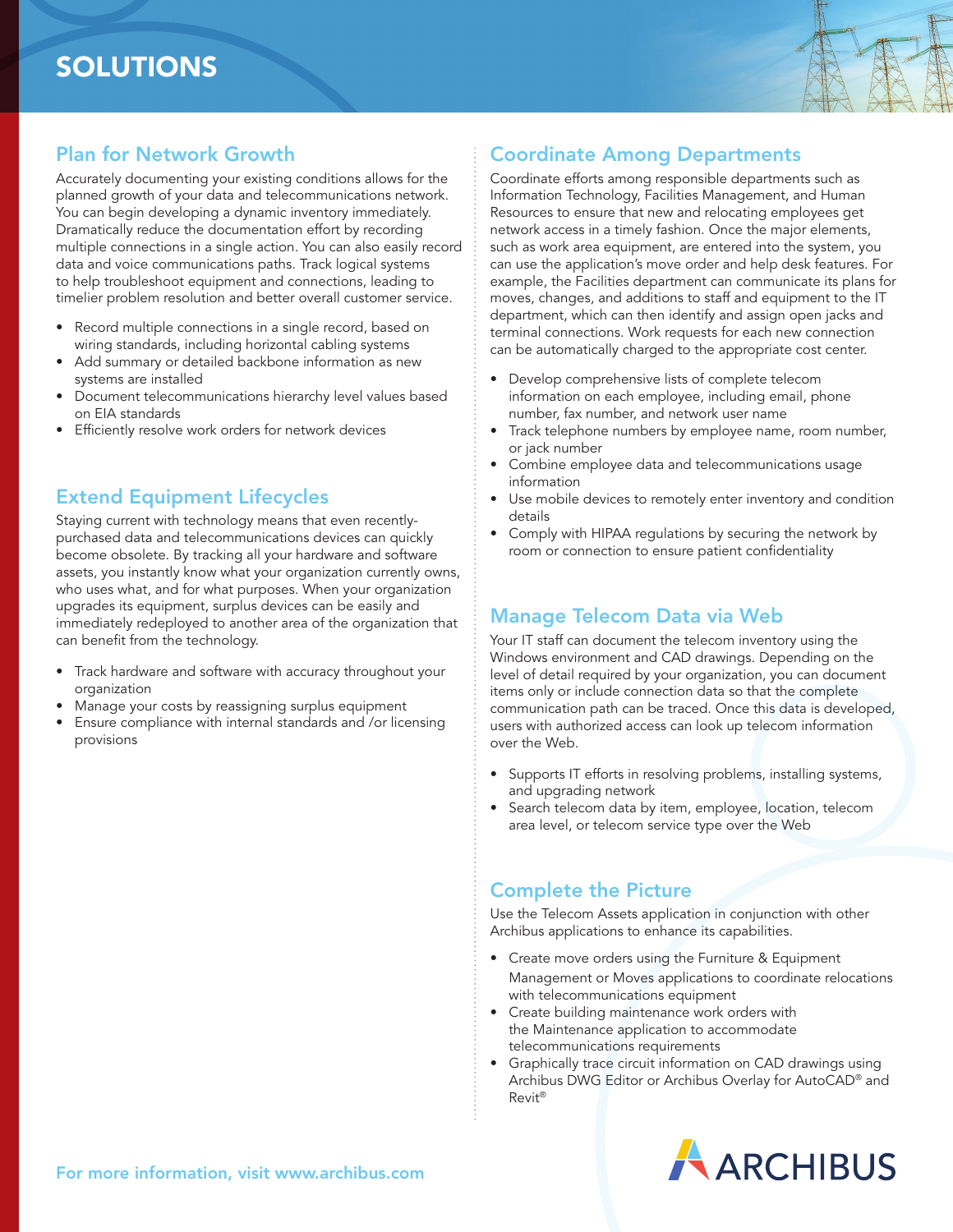# SOLUTIONS

## Plan for Network Growth

Accurately documenting your existing conditions allows for the planned growth of your data and telecommunications network. You can begin developing a dynamic inventory immediately. Dramatically reduce the documentation effort by recording multiple connections in a single action. You can also easily record data and voice communications paths. Track logical systems to help troubleshoot equipment and connections, leading to timelier problem resolution and better overall customer service.

- Record multiple connections in a single record, based on wiring standards, including horizontal cabling systems
- Add summary or detailed backbone information as new systems are installed
- Document telecommunications hierarchy level values based on EIA standards
- Efficiently resolve work orders for network devices

## Extend Equipment Lifecycles

Staying current with technology means that even recently-purchased data and telecommunications devices can quickly become obsolete. By tracking all your hardware and software assets, you instantly know what your organization currently owns, who uses what, and for what purposes. When your organization upgrades its equipment, surplus devices can be easily and immediately redeployed to another area of the organization that can benefit from the technology.

- Track hardware and software with accuracy throughout your organization
- Manage your costs by reassigning surplus equipment
- Ensure compliance with internal standards and /or licensing provisions

## Coordinate Among Departments

Coordinate efforts among responsible departments such as Information Technology, Facilities Management, and Human Resources to ensure that new and relocating employees get network access in a timely fashion. Once the major elements, such as work area equipment, are entered into the system, you can use the application's move order and help desk features. For example, the Facilities department can communicate its plans for moves, changes, and additions to staff and equipment to the IT department, which can then identify and assign open jacks and terminal connections. Work requests for each new connection can be automatically charged to the appropriate cost center.

- Develop comprehensive lists of complete telecom information on each employee, including email, phone number, fax number, and network user name
- Track telephone numbers by employee name, room number, or jack number
- Combine employee data and telecommunications usage information
- Use mobile devices to remotely enter inventory and condition details
- Comply with HIPAA regulations by securing the network by room or connection to ensure patient confidentiality

## Manage Telecom Data via Web

Your IT staff can document the telecom inventory using the Windows environment and CAD drawings. Depending on the level of detail required by your organization, you can document items only or include connection data so that the complete communication path can be traced. Once this data is developed, users with authorized access can look up telecom information over the Web.

- Supports IT efforts in resolving problems, installing systems, and upgrading network
- Search telecom data by item, employee, location, telecom area level, or telecom service type over the Web

## Complete the Picture

Use the Telecom Assets application in conjunction with other Archibus applications to enhance its capabilities.

- Create move orders using the Furniture & Equipment Management or Moves applications to coordinate relocations with telecommunications equipment
- Create building maintenance work orders with the Maintenance application to accommodate telecommunications requirements
- Graphically trace circuit information on CAD drawings using Archibus DWG Editor or Archibus Overlay for AutoCAD® and Revit®

For more information, visit www.archibus.com

ARCHIBUS